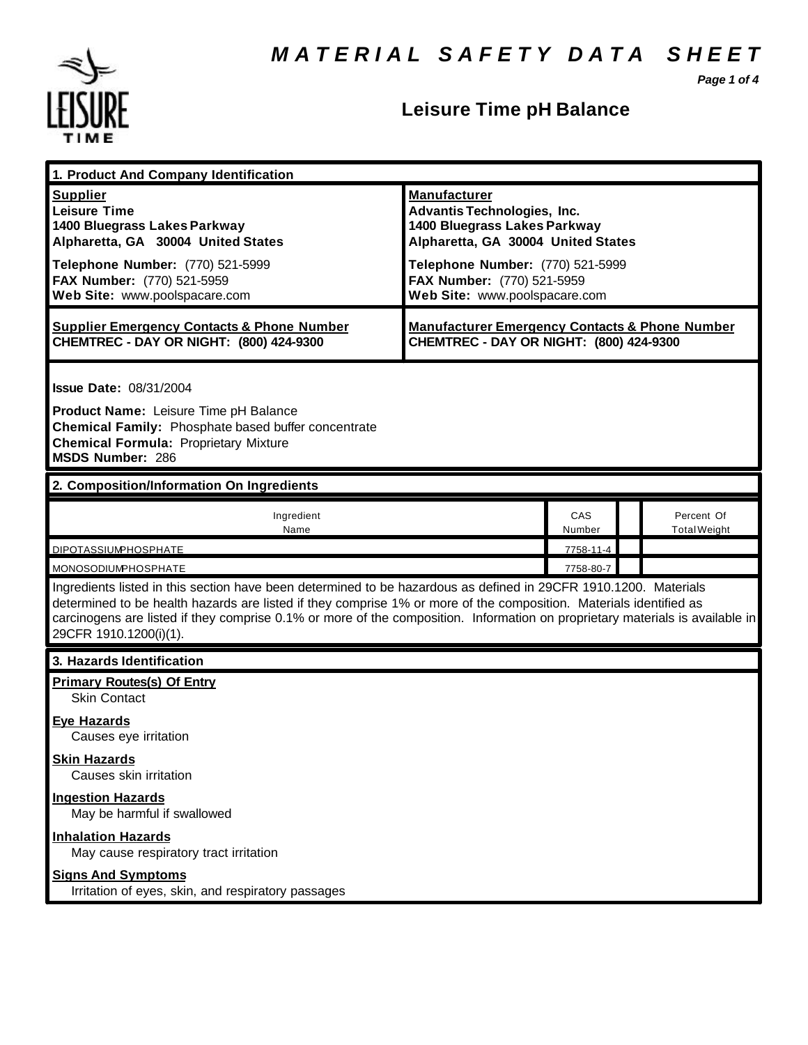# MATERIAL SAFETY DATA SHEET

## Leisure Time pH Balance

### 1. Product And Company Identification

**Supplier**
**Leisure Time**
**1400 Bluegrass Lakes Parkway**
**Alpharetta, GA 30004 United States**

**Telephone Number:** (770) 521-5999
**FAX Number:** (770) 521-5959
**Web Site:** www.poolspacare.com

**Manufacturer**
**Advantis Technologies, Inc.**
**1400 Bluegrass Lakes Parkway**
**Alpharetta, GA 30004 United States**

**Telephone Number:** (770) 521-5999
**FAX Number:** (770) 521-5959
**Web Site:** www.poolspacare.com

**Supplier Emergency Contacts & Phone Number**
**CHEMTREC - DAY OR NIGHT: (800) 424-9300**

**Manufacturer Emergency Contacts & Phone Number**
**CHEMTREC - DAY OR NIGHT: (800) 424-9300**

**Issue Date:** 08/31/2004

**Product Name:** Leisure Time pH Balance
**Chemical Family:** Phosphate based buffer concentrate
**Chemical Formula:** Proprietary Mixture
**MSDS Number:** 286

### 2. Composition/Information On Ingredients

| Ingredient Name | CAS Number | | Percent Of Total Weight |
|---|---|---|---|
| DIPOTASSIUMPHOSPHATE | 7758-11-4 | | |
| MONOSODIUMPHOSPHATE | 7758-80-7 | | |

Ingredients listed in this section have been determined to be hazardous as defined in 29CFR 1910.1200. Materials determined to be health hazards are listed if they comprise 1% or more of the composition. Materials identified as carcinogens are listed if they comprise 0.1% or more of the composition. Information on proprietary materials is available in 29CFR 1910.1200(i)(1).

### 3. Hazards Identification

**Primary Routes(s) Of Entry**
Skin Contact

**Eye Hazards**
Causes eye irritation

**Skin Hazards**
Causes skin irritation

**Ingestion Hazards**
May be harmful if swallowed

**Inhalation Hazards**
May cause respiratory tract irritation

**Signs And Symptoms**
Irritation of eyes, skin, and respiratory passages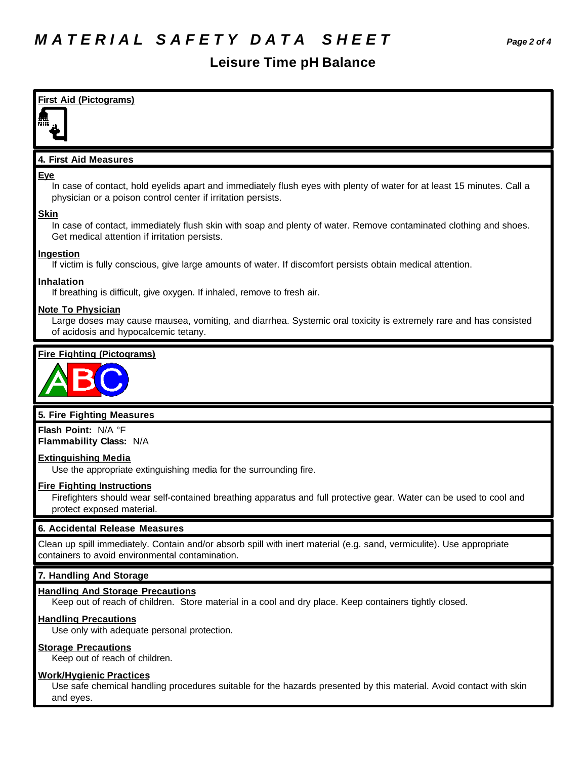# MATERIAL SAFETY DATA SHEET

## Leisure Time pH Balance

### First Aid (Pictograms)

### 4. First Aid Measures

**Eye**

In case of contact, hold eyelids apart and immediately flush eyes with plenty of water for at least 15 minutes. Call a physician or a poison control center if irritation persists.

**Skin**

In case of contact, immediately flush skin with soap and plenty of water. Remove contaminated clothing and shoes. Get medical attention if irritation persists.

**Ingestion**

If victim is fully conscious, give large amounts of water. If discomfort persists obtain medical attention.

**Inhalation**

If breathing is difficult, give oxygen. If inhaled, remove to fresh air.

**Note To Physician**

Large doses may cause mausea, vomiting, and diarrhea. Systemic oral toxicity is extremely rare and has consisted of acidosis and hypocalcemic tetany.

### Fire Fighting (Pictograms)

### 5. Fire Fighting Measures

**Flash Point:** N/A °F
**Flammability Class:** N/A

**Extinguishing Media**

Use the appropriate extinguishing media for the surrounding fire.

**Fire Fighting Instructions**

Firefighters should wear self-contained breathing apparatus and full protective gear. Water can be used to cool and protect exposed material.

### 6. Accidental Release Measures

Clean up spill immediately. Contain and/or absorb spill with inert material (e.g. sand, vermiculite). Use appropriate containers to avoid environmental contamination.

### 7. Handling And Storage

**Handling And Storage Precautions**

Keep out of reach of children. Store material in a cool and dry place. Keep containers tightly closed.

**Handling Precautions**

Use only with adequate personal protection.

**Storage Precautions**

Keep out of reach of children.

**Work/Hygienic Practices**

Use safe chemical handling procedures suitable for the hazards presented by this material. Avoid contact with skin and eyes.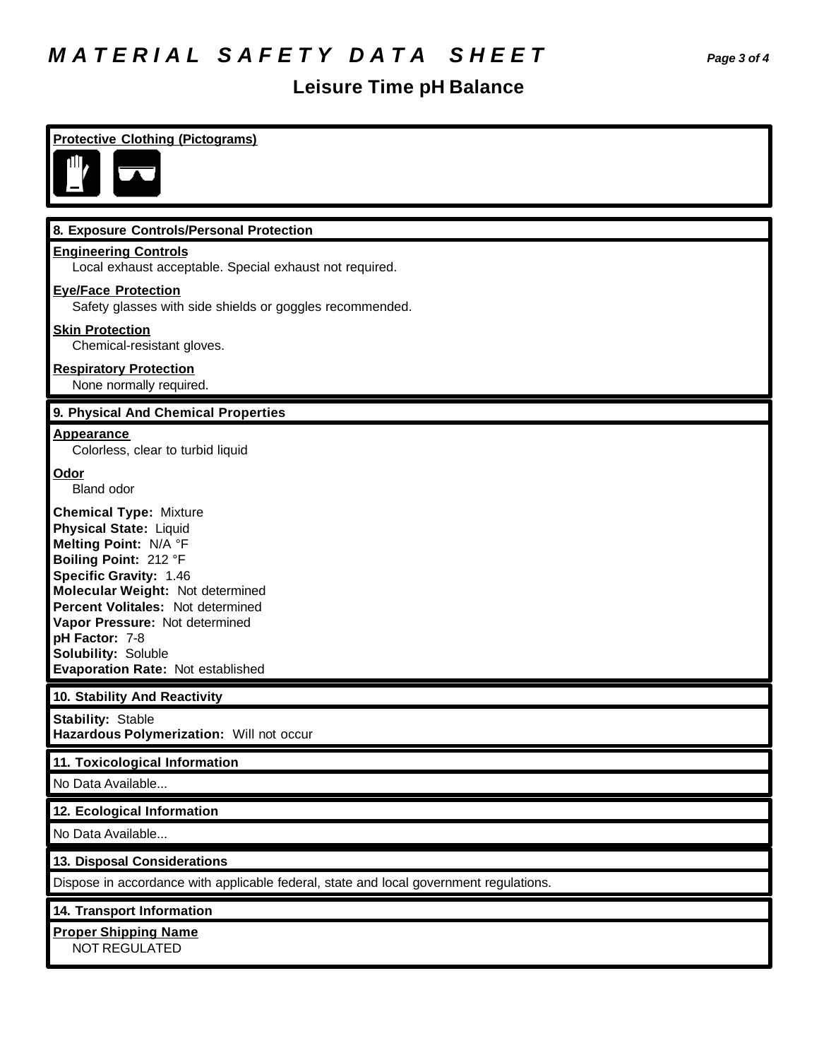## Leisure Time pH Balance

### Protective Clothing (Pictograms)

### 8. Exposure Controls/Personal Protection

**Engineering Controls**
Local exhaust acceptable. Special exhaust not required.

**Eye/Face Protection**
Safety glasses with side shields or goggles recommended.

**Skin Protection**
Chemical-resistant gloves.

**Respiratory Protection**
None normally required.

### 9. Physical And Chemical Properties

**Appearance**
Colorless, clear to turbid liquid

**Odor**
Bland odor

**Chemical Type:** Mixture
**Physical State:** Liquid
**Melting Point:** N/A °F
**Boiling Point:** 212 °F
**Specific Gravity:** 1.46
**Molecular Weight:** Not determined
**Percent Volitales:** Not determined
**Vapor Pressure:** Not determined
**pH Factor:** 7-8
**Solubility:** Soluble
**Evaporation Rate:** Not established

### 10. Stability And Reactivity

**Stability:** Stable
**Hazardous Polymerization:** Will not occur

### 11. Toxicological Information

No Data Available...

### 12. Ecological Information

No Data Available...

### 13. Disposal Considerations

Dispose in accordance with applicable federal, state and local government regulations.

### 14. Transport Information

**Proper Shipping Name**
NOT REGULATED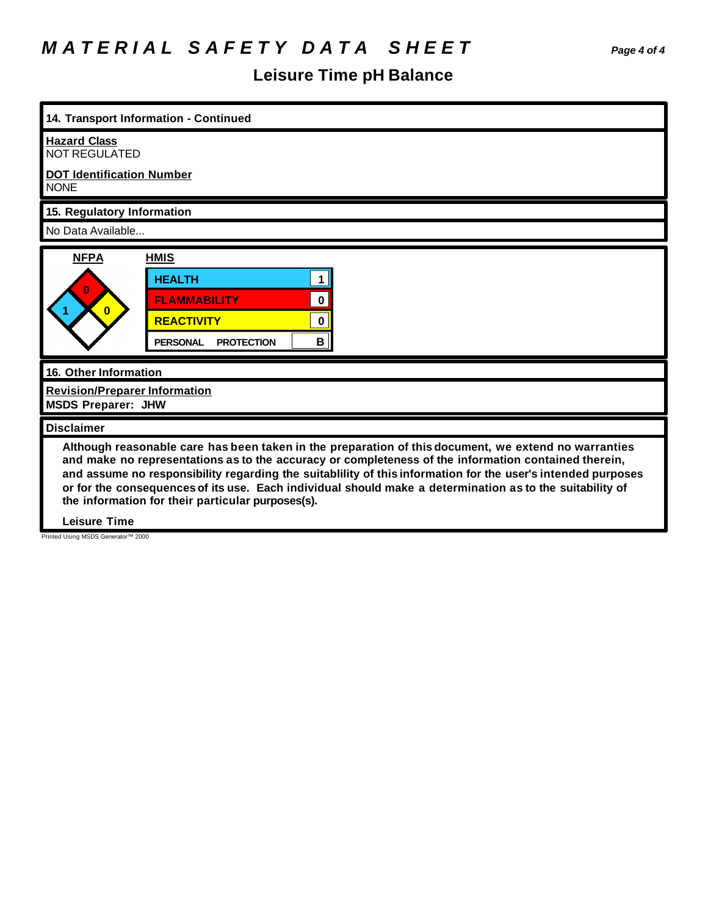# MATERIAL SAFETY DATA SHEET

## Leisure Time pH Balance

### 14. Transport Information - Continued

**Hazard Class**
NOT REGULATED

**DOT Identification Number**
NONE

### 15. Regulatory Information

No Data Available...

**NFPA**

Flammability: 0
Health: 1
Reactivity: 0

**HMIS**

| | |
|---|---|
| HEALTH | 1 |
| FLAMMABILITY | 0 |
| REACTIVITY | 0 |
| PERSONAL PROTECTION | B |

### 16. Other Information

**Revision/Preparer Information**
**MSDS Preparer: JHW**

### Disclaimer

**Although reasonable care has been taken in the preparation of this document, we extend no warranties and make no representations as to the accuracy or completeness of the information contained therein, and assume no responsibility regarding the suitablility of this information for the user's intended purposes or for the consequences of its use. Each individual should make a determination as to the suitability of the information for their particular purposes(s).**

**Leisure Time**

Printed Using MSDS Generator™ 2000